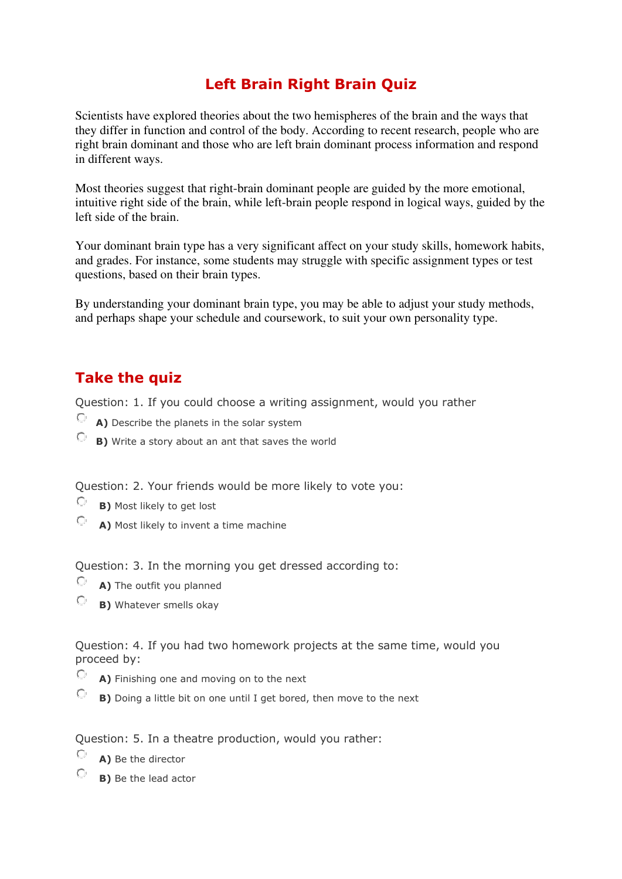# Left Brain Right Brain Quiz

Scientists have explored theories about the two hemispheres of the brain and the ways that they differ in function and control of the body. According to recent research, people who are right brain dominant and those who are left brain dominant process information and respond in different ways.

Most theories suggest that right-brain dominant people are guided by the more emotional, intuitive right side of the brain, while left-brain people respond in logical ways, guided by the left side of the brain.

Your dominant brain type has a very significant affect on your study skills, homework habits, and grades. For instance, some students may struggle with specific assignment types or test questions, based on their brain types.

By understanding your dominant brain type, you may be able to adjust your study methods, and perhaps shape your schedule and coursework, to suit your own personality type.

## Take the quiz

Question: 1. If you could choose a writing assignment, would you rather

- **A)** Describe the planets in the solar system
- **B)** Write a story about an ant that saves the world

Question: 2. Your friends would be more likely to vote you:

- **B)** Most likely to get lost
- **A)** Most likely to invent a time machine

Question: 3. In the morning you get dressed according to:

- **A)** The outfit you planned
- **B)** Whatever smells okay

Question: 4. If you had two homework projects at the same time, would you proceed by:

- **A)** Finishing one and moving on to the next
- **B)** Doing a little bit on one until I get bored, then move to the next

Question: 5. In a theatre production, would you rather:

- **A)** Be the director
- **B)** Be the lead actor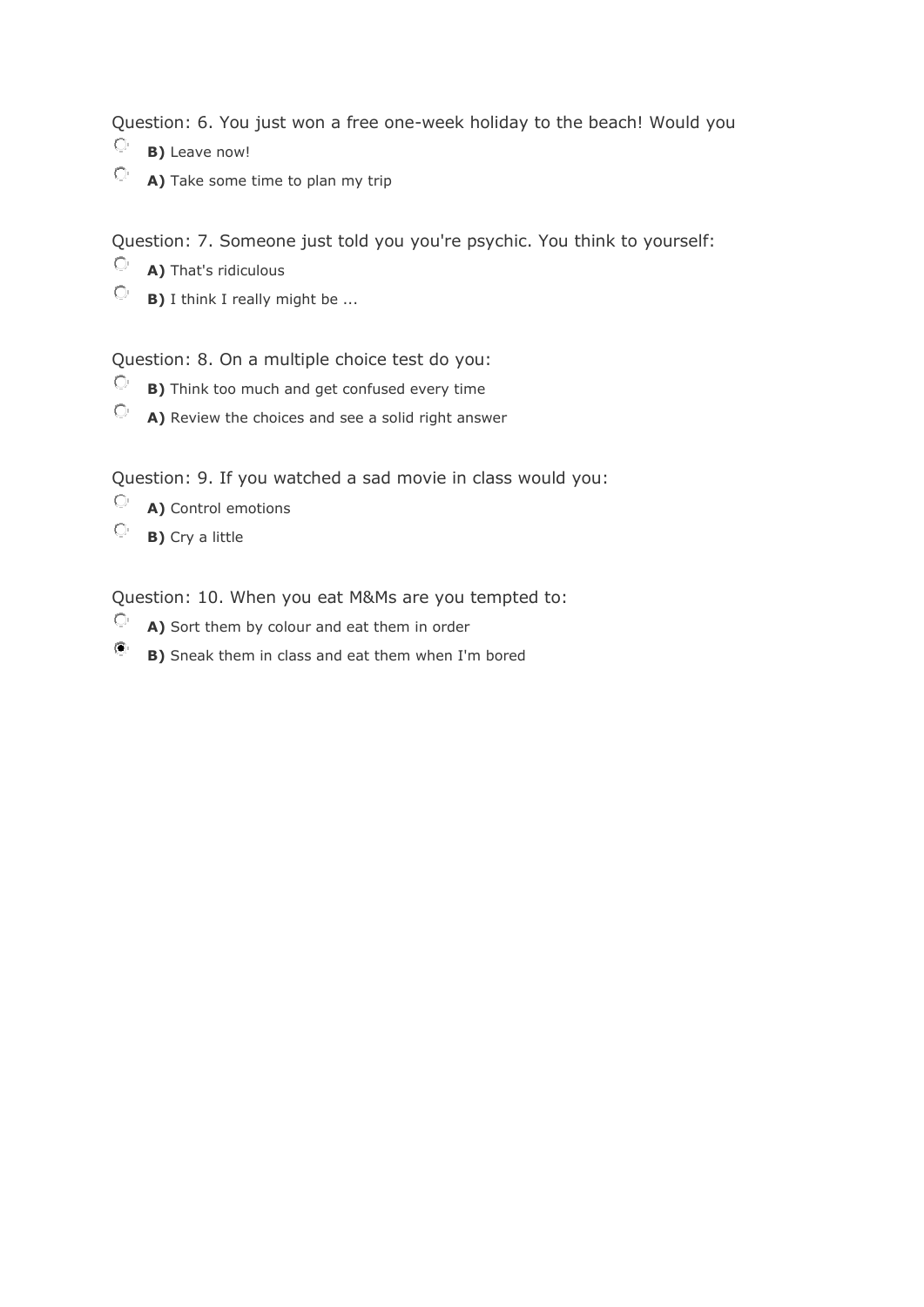Question: 6. You just won a free one-week holiday to the beach! Would you

- **B)** Leave now!
- **A)** Take some time to plan my trip

Question: 7. Someone just told you you're psychic. You think to yourself:

- **A)** That's ridiculous
- **B)** I think I really might be ...

Question: 8. On a multiple choice test do you:

- **B)** Think too much and get confused every time
- **A)** Review the choices and see a solid right answer

Question: 9. If you watched a sad movie in class would you:

- **A)** Control emotions
- **B)** Cry a little

Question: 10. When you eat M&Ms are you tempted to:

- **A)** Sort them by colour and eat them in order
- **B)** Sneak them in class and eat them when I'm bored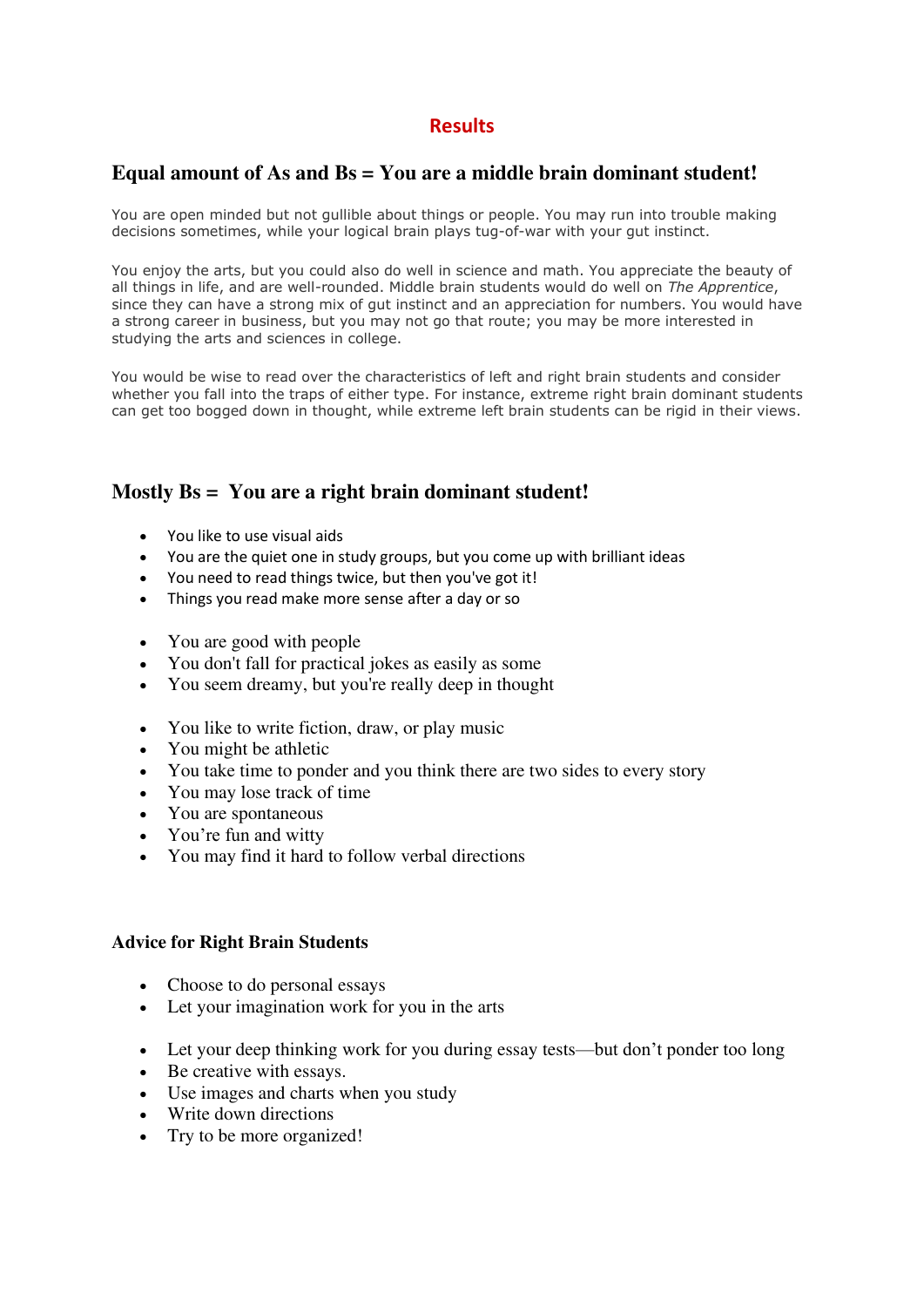# Results

## Equal amount of As and Bs = You are a middle brain dominant student!

You are open minded but not gullible about things or people. You may run into trouble making decisions sometimes, while your logical brain plays tug-of-war with your gut instinct.

You enjoy the arts, but you could also do well in science and math. You appreciate the beauty of all things in life, and are well-rounded. Middle brain students would do well on *The Apprentice*, since they can have a strong mix of gut instinct and an appreciation for numbers. You would have a strong career in business, but you may not go that route; you may be more interested in studying the arts and sciences in college.

You would be wise to read over the characteristics of left and right brain students and consider whether you fall into the traps of either type. For instance, extreme right brain dominant students can get too bogged down in thought, while extreme left brain students can be rigid in their views.

## Mostly Bs = You are a right brain dominant student!

- You like to use visual aids
- You are the quiet one in study groups, but you come up with brilliant ideas
- You need to read things twice, but then you've got it!
- Things you read make more sense after a day or so

- You are good with people
- You don't fall for practical jokes as easily as some
- You seem dreamy, but you're really deep in thought

- You like to write fiction, draw, or play music
- You might be athletic
- You take time to ponder and you think there are two sides to every story
- You may lose track of time
- You are spontaneous
- You're fun and witty
- You may find it hard to follow verbal directions

### Advice for Right Brain Students

- Choose to do personal essays
- Let your imagination work for you in the arts

- Let your deep thinking work for you during essay tests—but don't ponder too long
- Be creative with essays.
- Use images and charts when you study
- Write down directions
- Try to be more organized!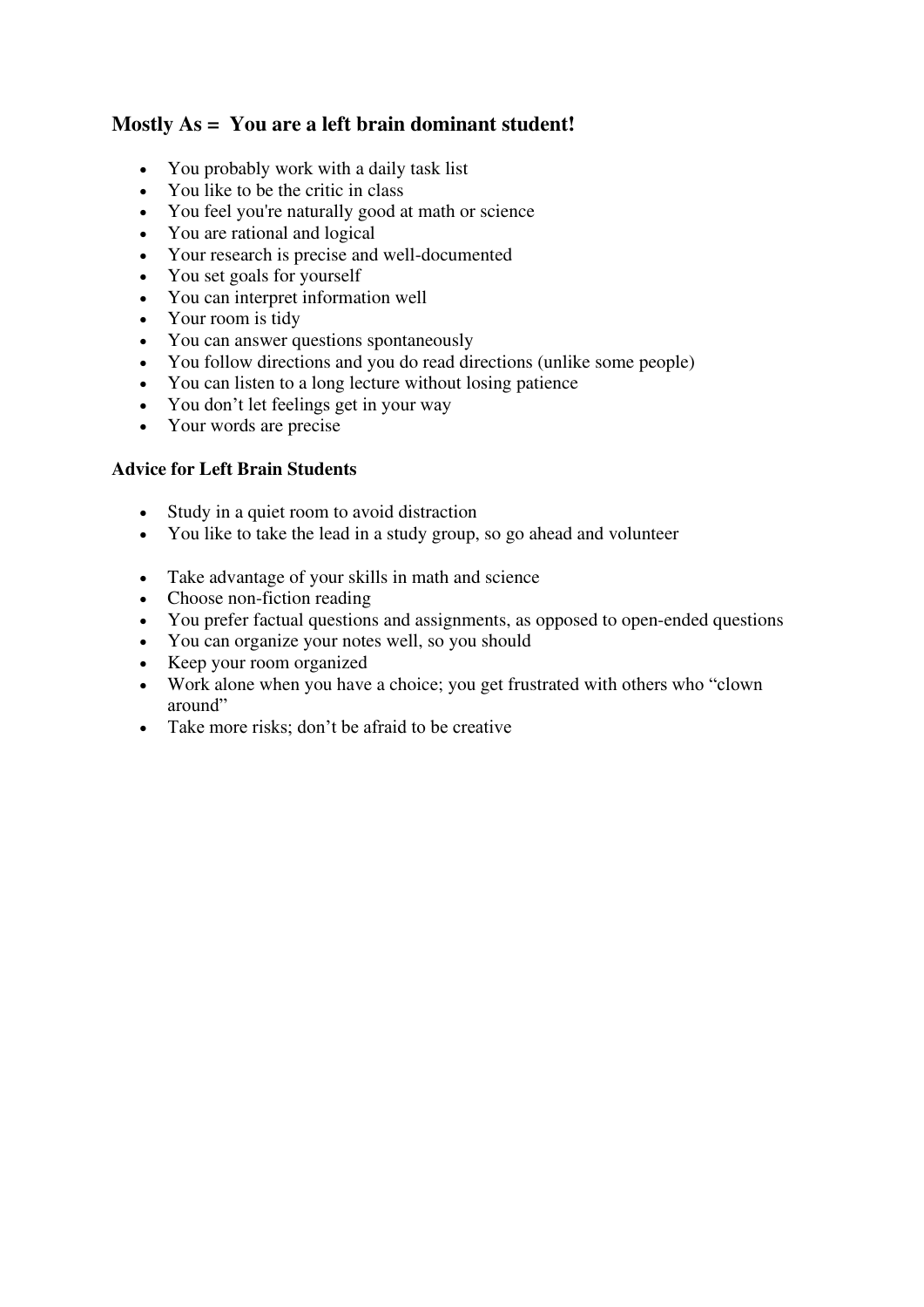## Mostly As = You are a left brain dominant student!

- You probably work with a daily task list
- You like to be the critic in class
- You feel you're naturally good at math or science
- You are rational and logical
- Your research is precise and well-documented
- You set goals for yourself
- You can interpret information well
- Your room is tidy
- You can answer questions spontaneously
- You follow directions and you do read directions (unlike some people)
- You can listen to a long lecture without losing patience
- You don't let feelings get in your way
- Your words are precise

### Advice for Left Brain Students

- Study in a quiet room to avoid distraction
- You like to take the lead in a study group, so go ahead and volunteer
- Take advantage of your skills in math and science
- Choose non-fiction reading
- You prefer factual questions and assignments, as opposed to open-ended questions
- You can organize your notes well, so you should
- Keep your room organized
- Work alone when you have a choice; you get frustrated with others who "clown around"
- Take more risks; don't be afraid to be creative